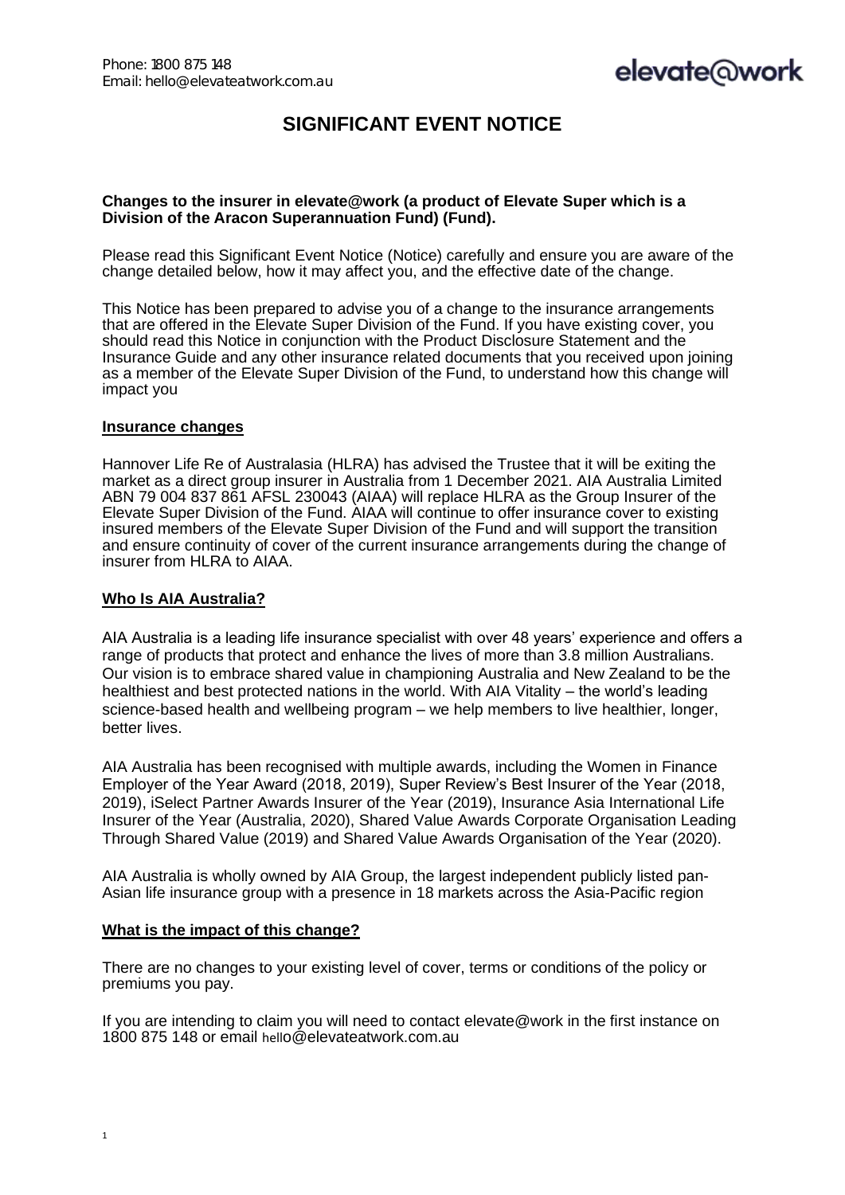Phone: 1800 875 148
Email: hello@elevateatwork.com.au

elevate@work

# SIGNIFICANT EVENT NOTICE

**Changes to the insurer in elevate@work (a product of Elevate Super which is a Division of the Aracon Superannuation Fund) (Fund).**

Please read this Significant Event Notice (Notice) carefully and ensure you are aware of the change detailed below, how it may affect you, and the effective date of the change.

This Notice has been prepared to advise you of a change to the insurance arrangements that are offered in the Elevate Super Division of the Fund. If you have existing cover, you should read this Notice in conjunction with the Product Disclosure Statement and the Insurance Guide and any other insurance related documents that you received upon joining as a member of the Elevate Super Division of the Fund, to understand how this change will impact you

## Insurance changes

Hannover Life Re of Australasia (HLRA) has advised the Trustee that it will be exiting the market as a direct group insurer in Australia from 1 December 2021. AIA Australia Limited ABN 79 004 837 861 AFSL 230043 (AIAA) will replace HLRA as the Group Insurer of the Elevate Super Division of the Fund. AIAA will continue to offer insurance cover to existing insured members of the Elevate Super Division of the Fund and will support the transition and ensure continuity of cover of the current insurance arrangements during the change of insurer from HLRA to AIAA.

## Who Is AIA Australia?

AIA Australia is a leading life insurance specialist with over 48 years' experience and offers a range of products that protect and enhance the lives of more than 3.8 million Australians. Our vision is to embrace shared value in championing Australia and New Zealand to be the healthiest and best protected nations in the world. With AIA Vitality – the world's leading science-based health and wellbeing program – we help members to live healthier, longer, better lives.

AIA Australia has been recognised with multiple awards, including the Women in Finance Employer of the Year Award (2018, 2019), Super Review's Best Insurer of the Year (2018, 2019), iSelect Partner Awards Insurer of the Year (2019), Insurance Asia International Life Insurer of the Year (Australia, 2020), Shared Value Awards Corporate Organisation Leading Through Shared Value (2019) and Shared Value Awards Organisation of the Year (2020).

AIA Australia is wholly owned by AIA Group, the largest independent publicly listed pan-Asian life insurance group with a presence in 18 markets across the Asia-Pacific region

## What is the impact of this change?

There are no changes to your existing level of cover, terms or conditions of the policy or premiums you pay.

If you are intending to claim you will need to contact elevate@work in the first instance on 1800 875 148 or email hello@elevateatwork.com.au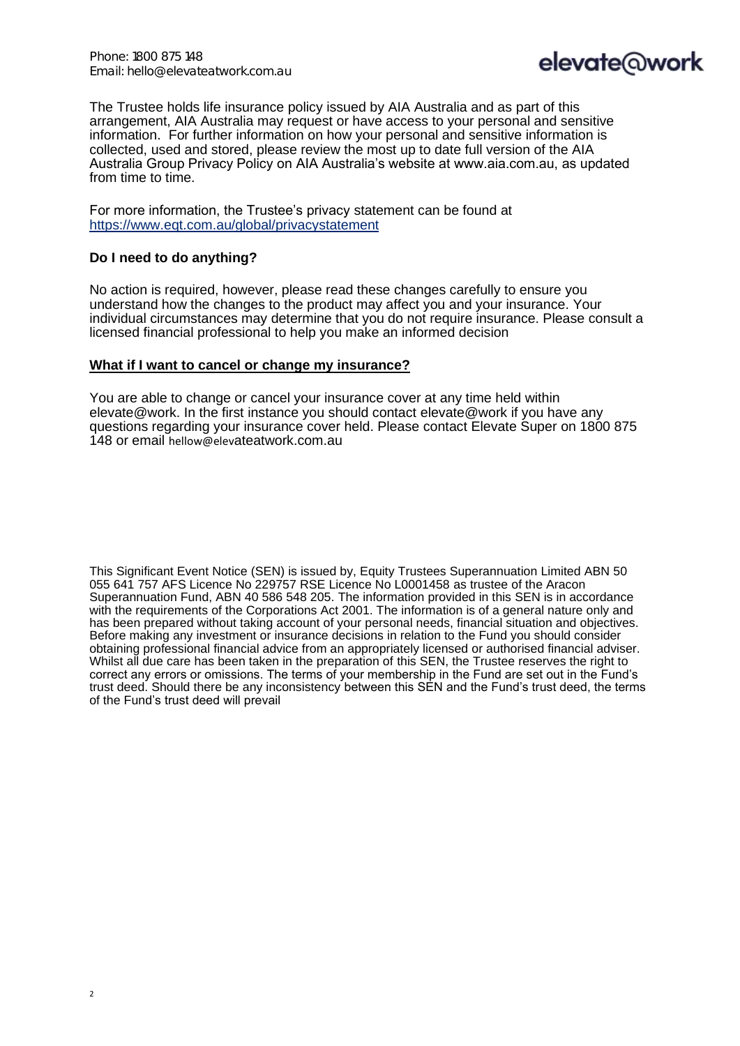The Trustee holds life insurance policy issued by AIA Australia and as part of this arrangement, AIA Australia may request or have access to your personal and sensitive information. For further information on how your personal and sensitive information is collected, used and stored, please review the most up to date full version of the AIA Australia Group Privacy Policy on AIA Australia's website at www.aia.com.au, as updated from time to time.

For more information, the Trustee's privacy statement can be found at https://www.eqt.com.au/global/privacystatement

**Do I need to do anything?**

No action is required, however, please read these changes carefully to ensure you understand how the changes to the product may affect you and your insurance. Your individual circumstances may determine that you do not require insurance. Please consult a licensed financial professional to help you make an informed decision

**What if I want to cancel or change my insurance?**

You are able to change or cancel your insurance cover at any time held within elevate@work. In the first instance you should contact elevate@work if you have any questions regarding your insurance cover held. Please contact Elevate Super on 1800 875 148 or email hellow@elevateatwork.com.au

This Significant Event Notice (SEN) is issued by, Equity Trustees Superannuation Limited ABN 50 055 641 757 AFS Licence No 229757 RSE Licence No L0001458 as trustee of the Aracon Superannuation Fund, ABN 40 586 548 205. The information provided in this SEN is in accordance with the requirements of the Corporations Act 2001. The information is of a general nature only and has been prepared without taking account of your personal needs, financial situation and objectives. Before making any investment or insurance decisions in relation to the Fund you should consider obtaining professional financial advice from an appropriately licensed or authorised financial adviser. Whilst all due care has been taken in the preparation of this SEN, the Trustee reserves the right to correct any errors or omissions. The terms of your membership in the Fund are set out in the Fund's trust deed. Should there be any inconsistency between this SEN and the Fund's trust deed, the terms of the Fund's trust deed will prevail